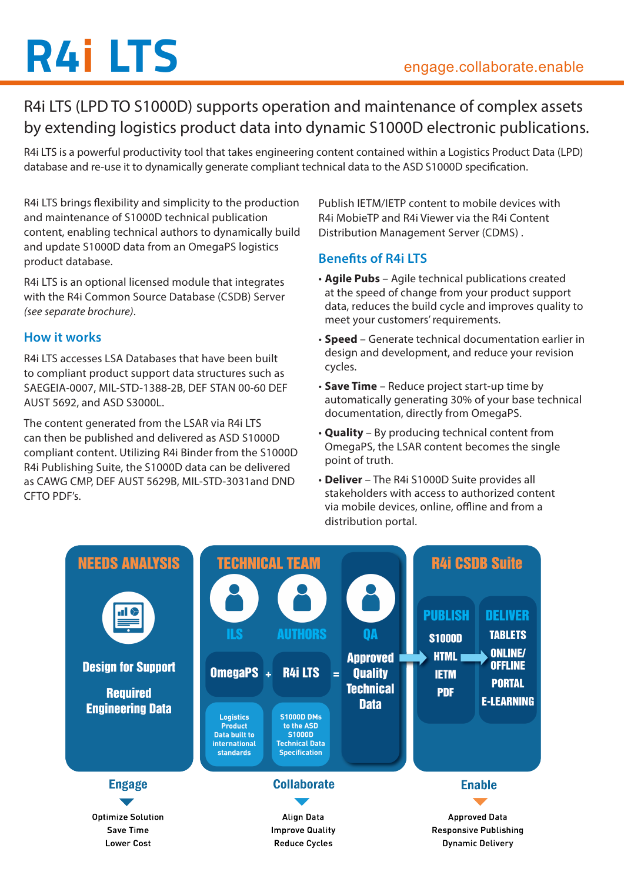# R4i LTS

engage.collaborate.enable

## R4i LTS (LPD TO S1000D) supports operation and maintenance of complex assets by extending logistics product data into dynamic S1000D electronic publications.

R4i LTS is a powerful productivity tool that takes engineering content contained within a Logistics Product Data (LPD) database and re-use it to dynamically generate compliant technical data to the ASD S1000D specification.

R4i LTS brings flexibility and simplicity to the production and maintenance of S1000D technical publication content, enabling technical authors to dynamically build and update S1000D data from an OmegaPS logistics product database.

R4i LTS is an optional licensed module that integrates with the R4i Common Source Database (CSDB) Server *(see separate brochure)*.

### How it works

R4i LTS accesses LSA Databases that have been built to compliant product support data structures such as SAEGEIA-0007, MIL-STD-1388-2B, DEF STAN 00-60 DEF AUST 5692, and ASD S3000L.

The content generated from the LSAR via R4i LTS can then be published and delivered as ASD S1000D compliant content. Utilizing R4i Binder from the S1000D R4i Publishing Suite, the S1000D data can be delivered as CAWG CMP, DEF AUST 5629B, MIL-STD-3031and DND CFTO PDF's.

Publish IETM/IETP content to mobile devices with R4i MobieTP and R4i Viewer via the R4i Content Distribution Management Server (CDMS) .

### Benefits of R4i LTS

- **Agile Pubs** – Agile technical publications created at the speed of change from your product support data, reduces the build cycle and improves quality to meet your customers' requirements.
- **Speed** – Generate technical documentation earlier in design and development, and reduce your revision cycles.
- **Save Time** – Reduce project start-up time by automatically generating 30% of your base technical documentation, directly from OmegaPS.
- **Quality** – By producing technical content from OmegaPS, the LSAR content becomes the single point of truth.
- **Deliver** – The R4i S1000D Suite provides all stakeholders with access to authorized content via mobile devices, online, offline and from a distribution portal.

**NEEDS ANALYSIS**

Design for Support

Required Engineering Data

**TECHNICAL TEAM**

ILS — AUTHORS — QA

OmegaPS + R4i LTS = Approved Quality Technical Data

OmegaPS: Logistics Product Data built to international standards

R4i LTS: S1000D DMs to the ASD S1000D Technical Data Specification

**R4i CSDB Suite**

PUBLISH: S1000D, HTML, IETM, PDF

DELIVER: TABLETS, ONLINE/ OFFLINE, PORTAL, E-LEARNING

**Engage**

Optimize Solution
Save Time
Lower Cost

**Collaborate**

Align Data
Improve Quality
Reduce Cycles

**Enable**

Approved Data
Responsive Publishing
Dynamic Delivery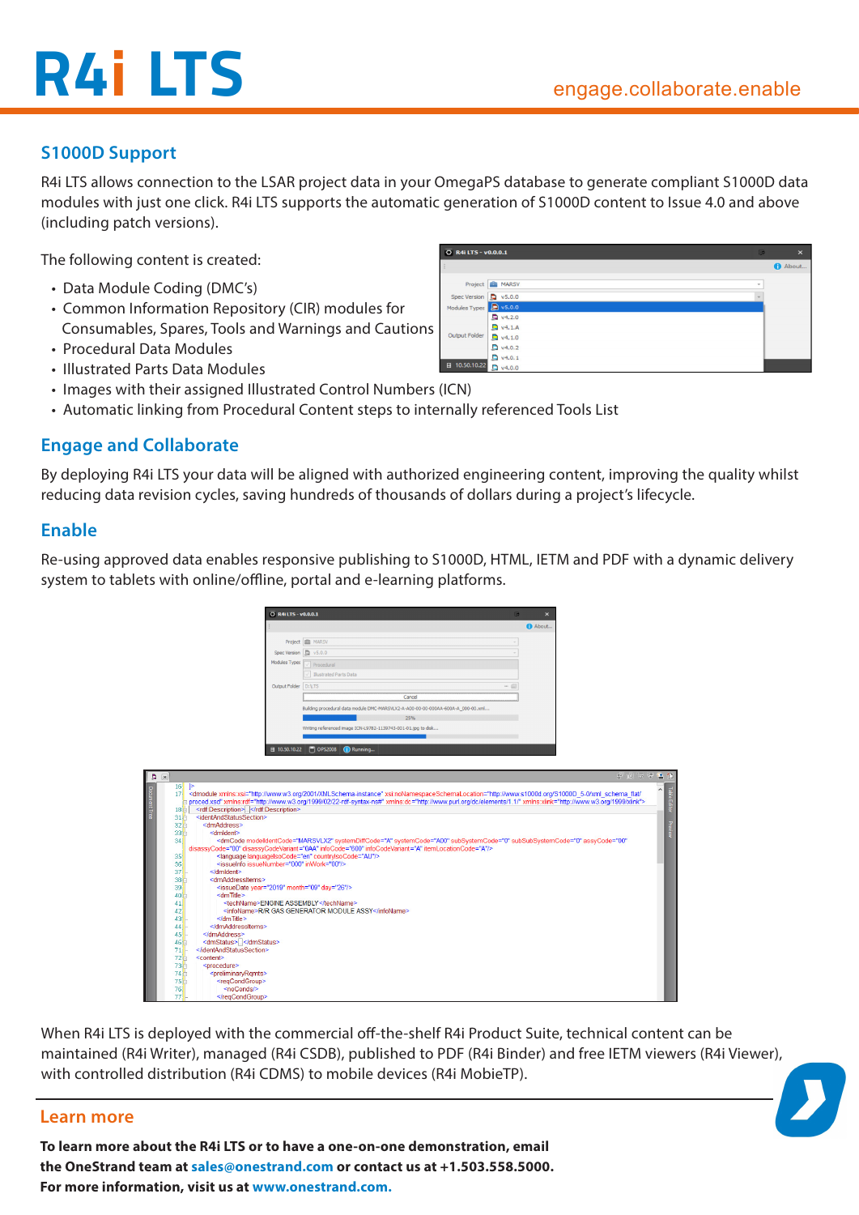# R4i LTS

engage.collaborate.enable

## S1000D Support

R4i LTS allows connection to the LSAR project data in your OmegaPS database to generate compliant S1000D data modules with just one click. R4i LTS supports the automatic generation of S1000D content to Issue 4.0 and above (including patch versions).

The following content is created:

- Data Module Coding (DMC's)
- Common Information Repository (CIR) modules for Consumables, Spares, Tools and Warnings and Cautions
- Procedural Data Modules
- Illustrated Parts Data Modules
- Images with their assigned Illustrated Control Numbers (ICN)
- Automatic linking from Procedural Content steps to internally referenced Tools List

## Engage and Collaborate

By deploying R4i LTS your data will be aligned with authorized engineering content, improving the quality whilst reducing data revision cycles, saving hundreds of thousands of dollars during a project's lifecycle.

## Enable

Re-using approved data enables responsive publishing to S1000D, HTML, IETM and PDF with a dynamic delivery system to tablets with online/offline, portal and e-learning platforms.

When R4i LTS is deployed with the commercial off-the-shelf R4i Product Suite, technical content can be maintained (R4i Writer), managed (R4i CSDB), published to PDF (R4i Binder) and free IETM viewers (R4i Viewer), with controlled distribution (R4i CDMS) to mobile devices (R4i MobieTP).

## Learn more

**To learn more about the R4i LTS or to have a one-on-one demonstration, email the OneStrand team at sales@onestrand.com or contact us at +1.503.558.5000. For more information, visit us at www.onestrand.com.**